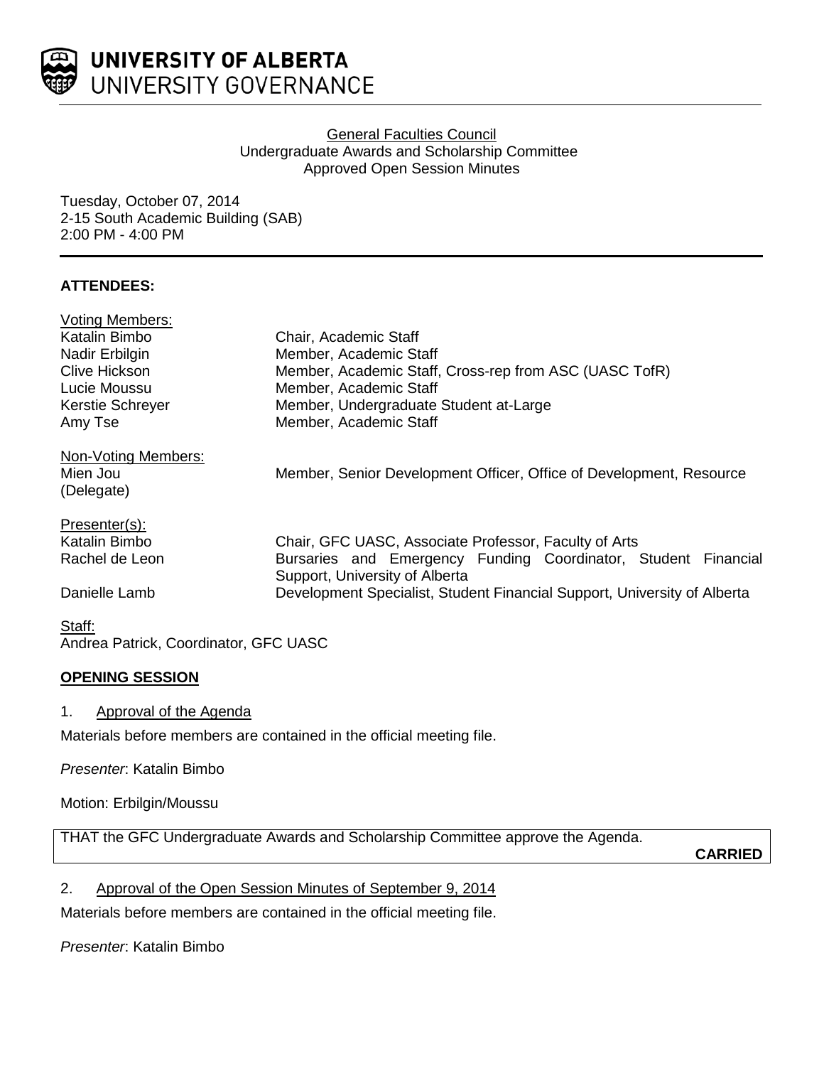**UNIVERSITY OF ALBERTA**
UNIVERSITY GOVERNANCE

General Faculties Council
Undergraduate Awards and Scholarship Committee
Approved Open Session Minutes

Tuesday, October 07, 2014
2-15 South Academic Building (SAB)
2:00 PM - 4:00 PM

**ATTENDEES:**

Voting Members:

| | |
|---|---|
| Katalin Bimbo | Chair, Academic Staff |
| Nadir Erbilgin | Member, Academic Staff |
| Clive Hickson | Member, Academic Staff, Cross-rep from ASC (UASC TofR) |
| Lucie Moussu | Member, Academic Staff |
| Kerstie Schreyer | Member, Undergraduate Student at-Large |
| Amy Tse | Member, Academic Staff |

Non-Voting Members:

| | |
|---|---|
| Mien Jou (Delegate) | Member, Senior Development Officer, Office of Development, Resource |

Presenter(s):

| | |
|---|---|
| Katalin Bimbo | Chair, GFC UASC, Associate Professor, Faculty of Arts |
| Rachel de Leon | Bursaries and Emergency Funding Coordinator, Student Financial Support, University of Alberta |
| Danielle Lamb | Development Specialist, Student Financial Support, University of Alberta |

Staff:
Andrea Patrick, Coordinator, GFC UASC

**OPENING SESSION**

1. Approval of the Agenda

Materials before members are contained in the official meeting file.

*Presenter*: Katalin Bimbo

Motion: Erbilgin/Moussu

THAT the GFC Undergraduate Awards and Scholarship Committee approve the Agenda.

**CARRIED**

2. Approval of the Open Session Minutes of September 9, 2014

Materials before members are contained in the official meeting file.

*Presenter*: Katalin Bimbo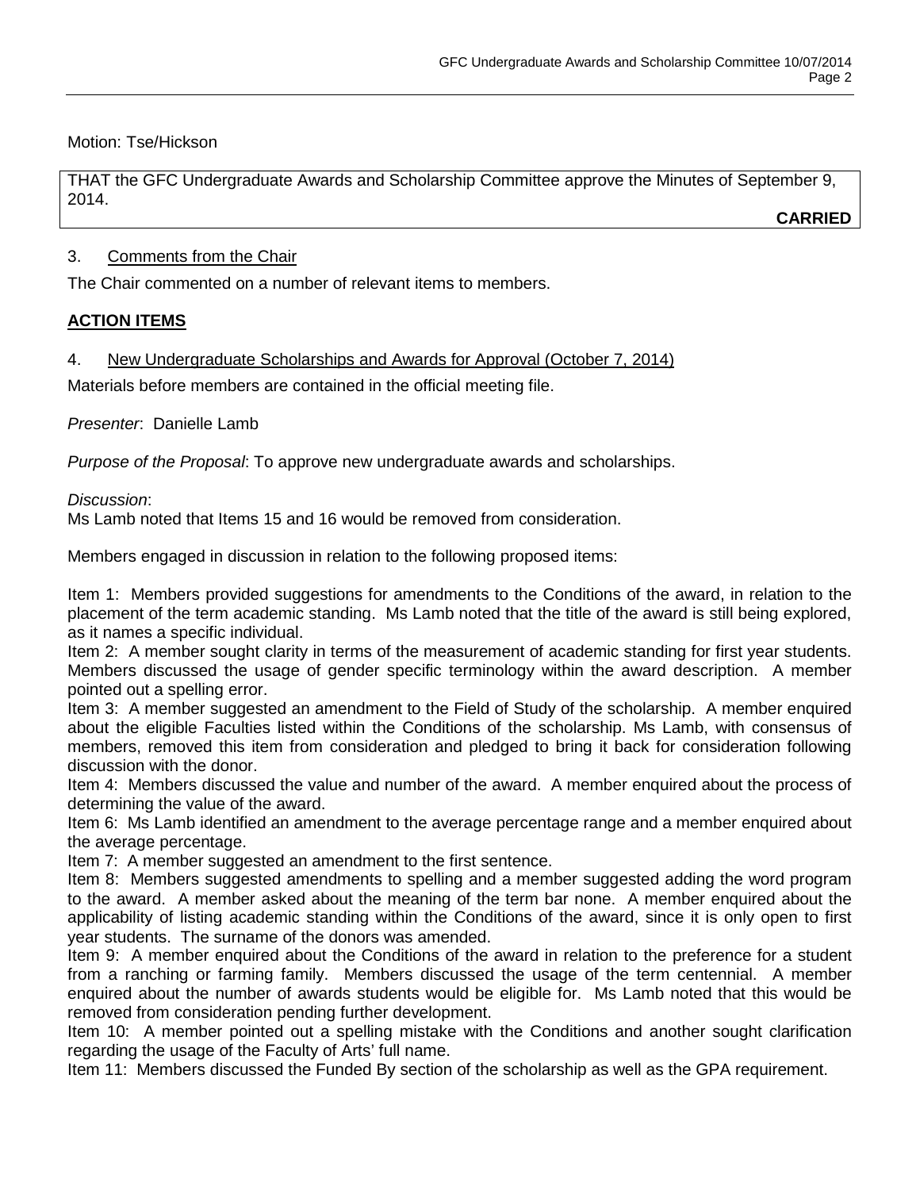Motion: Tse/Hickson

THAT the GFC Undergraduate Awards and Scholarship Committee approve the Minutes of September 9, 2014.

**CARRIED**

3. Comments from the Chair

The Chair commented on a number of relevant items to members.

**ACTION ITEMS**

4. New Undergraduate Scholarships and Awards for Approval (October 7, 2014)

Materials before members are contained in the official meeting file.

*Presenter*: Danielle Lamb

*Purpose of the Proposal*: To approve new undergraduate awards and scholarships.

*Discussion*:
Ms Lamb noted that Items 15 and 16 would be removed from consideration.

Members engaged in discussion in relation to the following proposed items:

Item 1: Members provided suggestions for amendments to the Conditions of the award, in relation to the placement of the term academic standing. Ms Lamb noted that the title of the award is still being explored, as it names a specific individual.
Item 2: A member sought clarity in terms of the measurement of academic standing for first year students. Members discussed the usage of gender specific terminology within the award description. A member pointed out a spelling error.
Item 3: A member suggested an amendment to the Field of Study of the scholarship. A member enquired about the eligible Faculties listed within the Conditions of the scholarship. Ms Lamb, with consensus of members, removed this item from consideration and pledged to bring it back for consideration following discussion with the donor.
Item 4: Members discussed the value and number of the award. A member enquired about the process of determining the value of the award.
Item 6: Ms Lamb identified an amendment to the average percentage range and a member enquired about the average percentage.
Item 7: A member suggested an amendment to the first sentence.
Item 8: Members suggested amendments to spelling and a member suggested adding the word program to the award. A member asked about the meaning of the term bar none. A member enquired about the applicability of listing academic standing within the Conditions of the award, since it is only open to first year students. The surname of the donors was amended.
Item 9: A member enquired about the Conditions of the award in relation to the preference for a student from a ranching or farming family. Members discussed the usage of the term centennial. A member enquired about the number of awards students would be eligible for. Ms Lamb noted that this would be removed from consideration pending further development.
Item 10: A member pointed out a spelling mistake with the Conditions and another sought clarification regarding the usage of the Faculty of Arts' full name.
Item 11: Members discussed the Funded By section of the scholarship as well as the GPA requirement.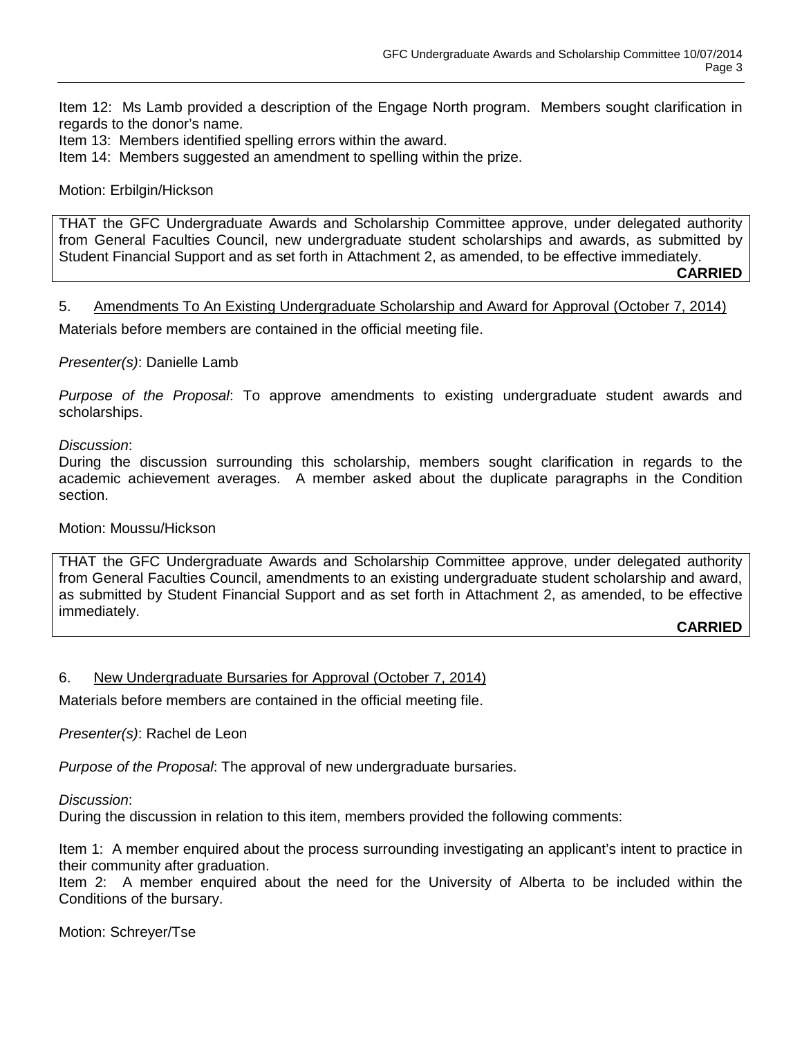Item 12: Ms Lamb provided a description of the Engage North program. Members sought clarification in regards to the donor's name.
Item 13: Members identified spelling errors within the award.
Item 14: Members suggested an amendment to spelling within the prize.

Motion: Erbilgin/Hickson

> THAT the GFC Undergraduate Awards and Scholarship Committee approve, under delegated authority from General Faculties Council, new undergraduate student scholarships and awards, as submitted by Student Financial Support and as set forth in Attachment 2, as amended, to be effective immediately.
>
> **CARRIED**

5. Amendments To An Existing Undergraduate Scholarship and Award for Approval (October 7, 2014)

Materials before members are contained in the official meeting file.

*Presenter(s)*: Danielle Lamb

*Purpose of the Proposal*: To approve amendments to existing undergraduate student awards and scholarships.

*Discussion*:
During the discussion surrounding this scholarship, members sought clarification in regards to the academic achievement averages. A member asked about the duplicate paragraphs in the Condition section.

Motion: Moussu/Hickson

> THAT the GFC Undergraduate Awards and Scholarship Committee approve, under delegated authority from General Faculties Council, amendments to an existing undergraduate student scholarship and award, as submitted by Student Financial Support and as set forth in Attachment 2, as amended, to be effective immediately.
>
> **CARRIED**

6. New Undergraduate Bursaries for Approval (October 7, 2014)

Materials before members are contained in the official meeting file.

*Presenter(s)*: Rachel de Leon

*Purpose of the Proposal*: The approval of new undergraduate bursaries.

*Discussion*:
During the discussion in relation to this item, members provided the following comments:

Item 1: A member enquired about the process surrounding investigating an applicant's intent to practice in their community after graduation.
Item 2: A member enquired about the need for the University of Alberta to be included within the Conditions of the bursary.

Motion: Schreyer/Tse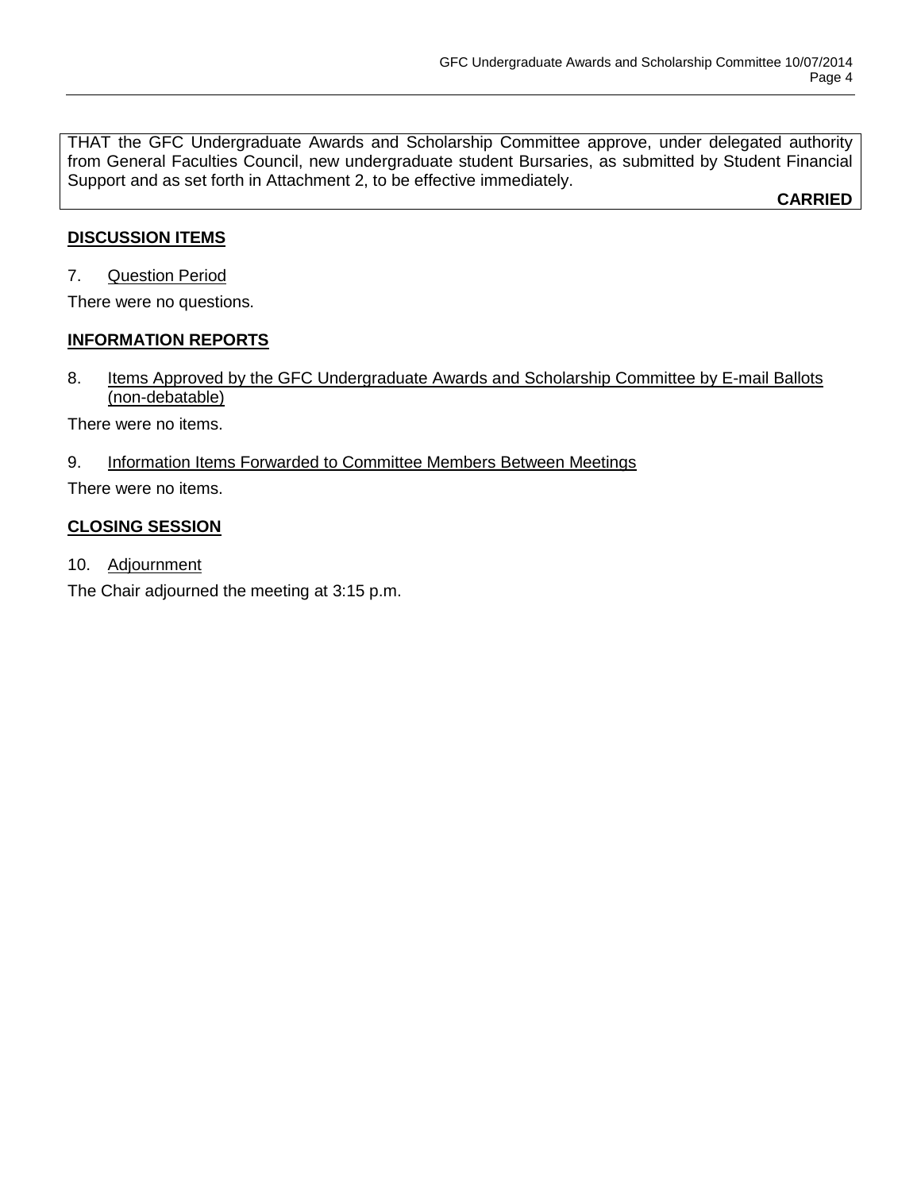THAT the GFC Undergraduate Awards and Scholarship Committee approve, under delegated authority from General Faculties Council, new undergraduate student Bursaries, as submitted by Student Financial Support and as set forth in Attachment 2, to be effective immediately.

**CARRIED**

**DISCUSSION ITEMS**

7. Question Period

There were no questions.

**INFORMATION REPORTS**

8. Items Approved by the GFC Undergraduate Awards and Scholarship Committee by E-mail Ballots (non-debatable)

There were no items.

9. Information Items Forwarded to Committee Members Between Meetings

There were no items.

**CLOSING SESSION**

10. Adjournment

The Chair adjourned the meeting at 3:15 p.m.